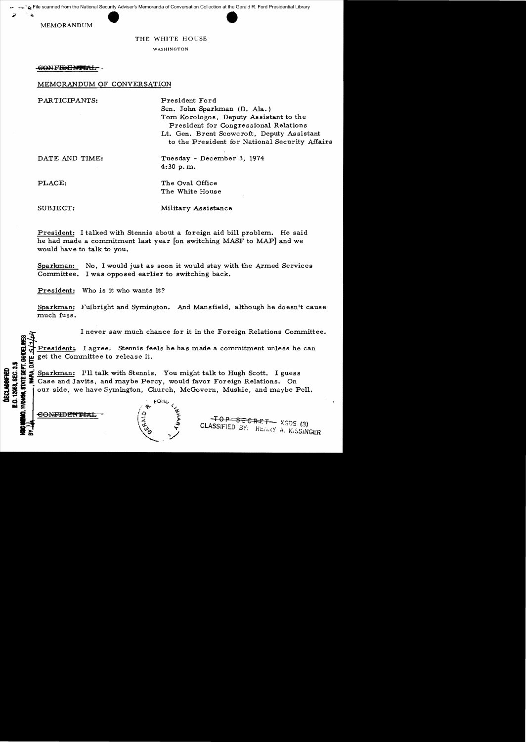File scanned from the National Security Adviser's Memoranda of Conversation Collection at the Gerald R. Ford Presidential Library

MEMORANDUM

THE WHITE HOUSE

WASHINGTON

~~CONFIDENTIAL~~

MEMORANDUM OF CONVERSATION

PARTICIPANTS: President Ford
Sen. John Sparkman (D. Ala.)
Tom Korologos, Deputy Assistant to the President for Congressional Relations
Lt. Gen. Brent Scowcroft, Deputy Assistant to the President for National Security Affairs

DATE AND TIME: Tuesday - December 3, 1974
4:30 p.m.

PLACE: The Oval Office
The White House

SUBJECT: Military Assistance

President: I talked with Stennis about a foreign aid bill problem. He said he had made a commitment last year [on switching MASF to MAP] and we would have to talk to you.

Sparkman: No, I would just as soon it would stay with the Armed Services Committee. I was opposed earlier to switching back.

President: Who is it who wants it?

Sparkman: Fulbright and Symington. And Mansfield, although he doesn't cause much fuss.

I never saw much chance for it in the Foreign Relations Committee.

President: I agree. Stennis feels he has made a commitment unless he can get the Committee to release it.

Sparkman: I'll talk with Stennis. You might talk to Hugh Scott. I guess Case and Javits, and maybe Percy, would favor Foreign Relations. On our side, we have Symington, Church, McGovern, Muskie, and maybe Pell.

~~CONFIDENTIAL~~

~~TOP SECRET~~ XGDS (3)
CLASSIFIED BY: HENRY A. KISSINGER

DECLASSIFIED
E.O. 12958, SEC. 3.5
NSC MEMO, 11/24/98, STATE DEPT. GUIDELINES
BY ___, NARA, DATE 5/2/04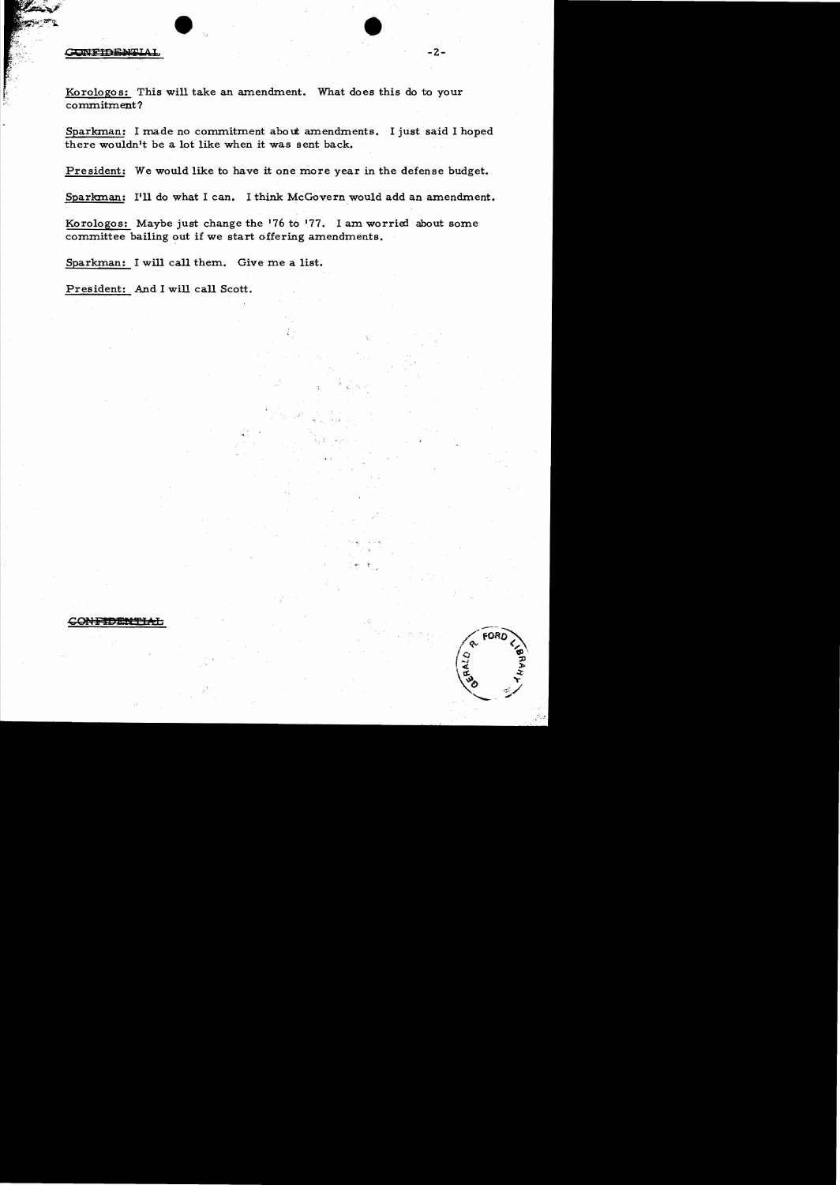CONFIDENTIAL

Korologos: This will take an amendment. What does this do to your commitment?

Sparkman: I made no commitment about amendments. I just said I hoped there wouldn't be a lot like when it was sent back.

President: We would like to have it one more year in the defense budget.

Sparkman: I'll do what I can. I think McGovern would add an amendment.

Korologos: Maybe just change the '76 to '77. I am worried about some committee bailing out if we start offering amendments.

Sparkman: I will call them. Give me a list.

President: And I will call Scott.

CONFIDENTIAL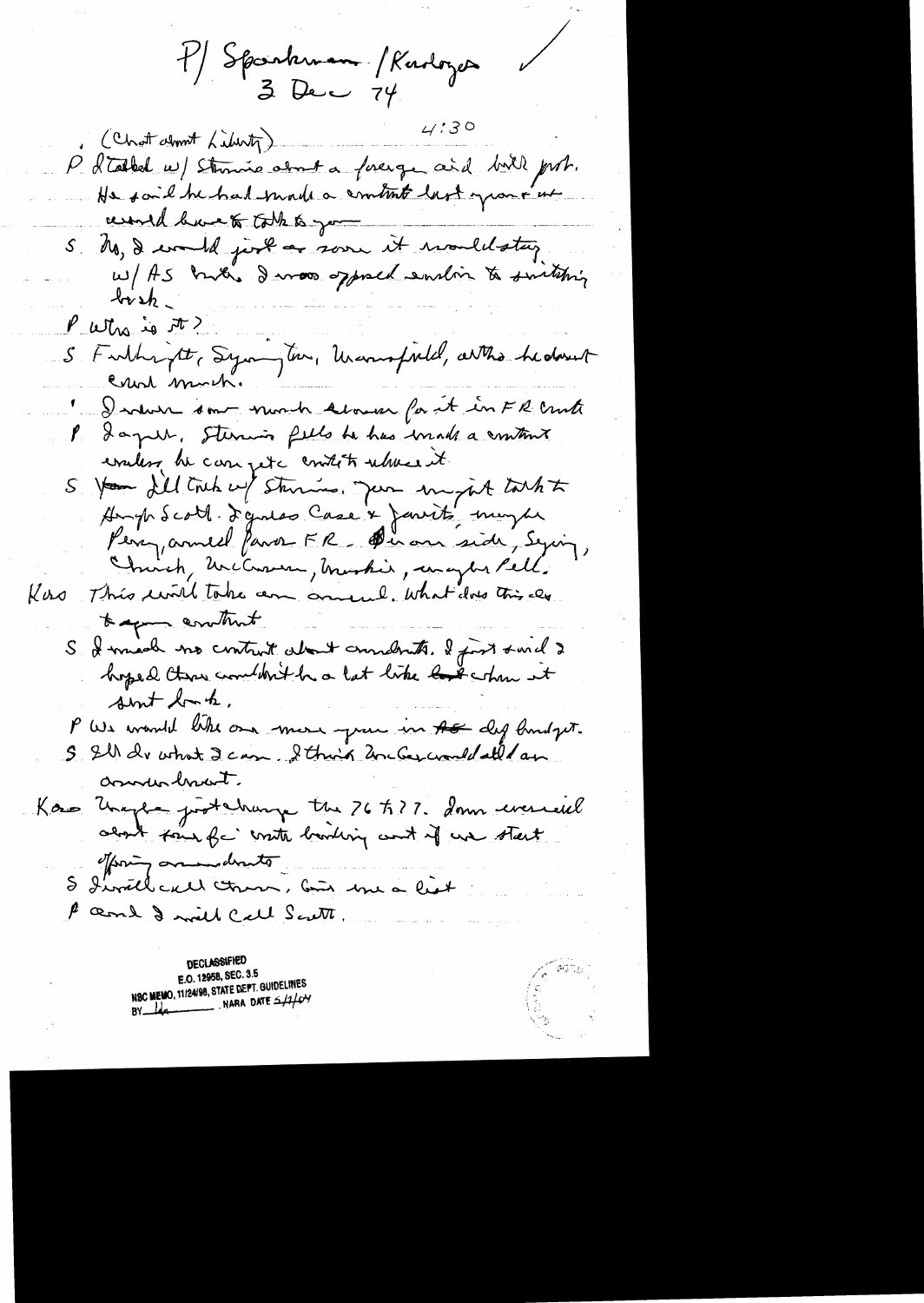P/ Sparkman / Kissinger
3 Dec 74

4:30

(Chat about Liberty)

P I talked w/ Stennis about a foreign aid bill prob. He said he had made a contract last year & we would have to talk to you

S No, I would just as soon it would stay w/ AS but I was opposed earlier to switching back.

P Who is it?

S Fulbright, Symington, Mansfield, altho he doesn't count much.

' I never saw much reason for it in FR Cmte

P Anyway, Stennis feels he has made a contract unless he can get a contract to release it.

S You I'll talk w/ Stennis. You might talk to Hugh Scott. I guess Case & Javits maybe Percy, would favor FR. On our side, Syming, Church, McGovern, Muskie, maybe Pell.

Kiss This will take an amend. What does this do to your contract

S I made no contract about amendments. I just said I hoped there wouldn't be a lot like last when it went back.

P We would like one more year in the def budget.

S I'll do what I can. I think McGee would add an amendment.

Kiss Maybe just change the 76 & 77. Some concern about some fr[?] units breaking out if we start offering amendments.

S I will call them, give me a list

P and I will call Scott.

DECLASSIFIED
E.O. 12958, SEC. 3.5
NSC MEMO, 11/24/98, STATE DEPT. GUIDELINES
BY [illegible] NARA DATE 5/7/04